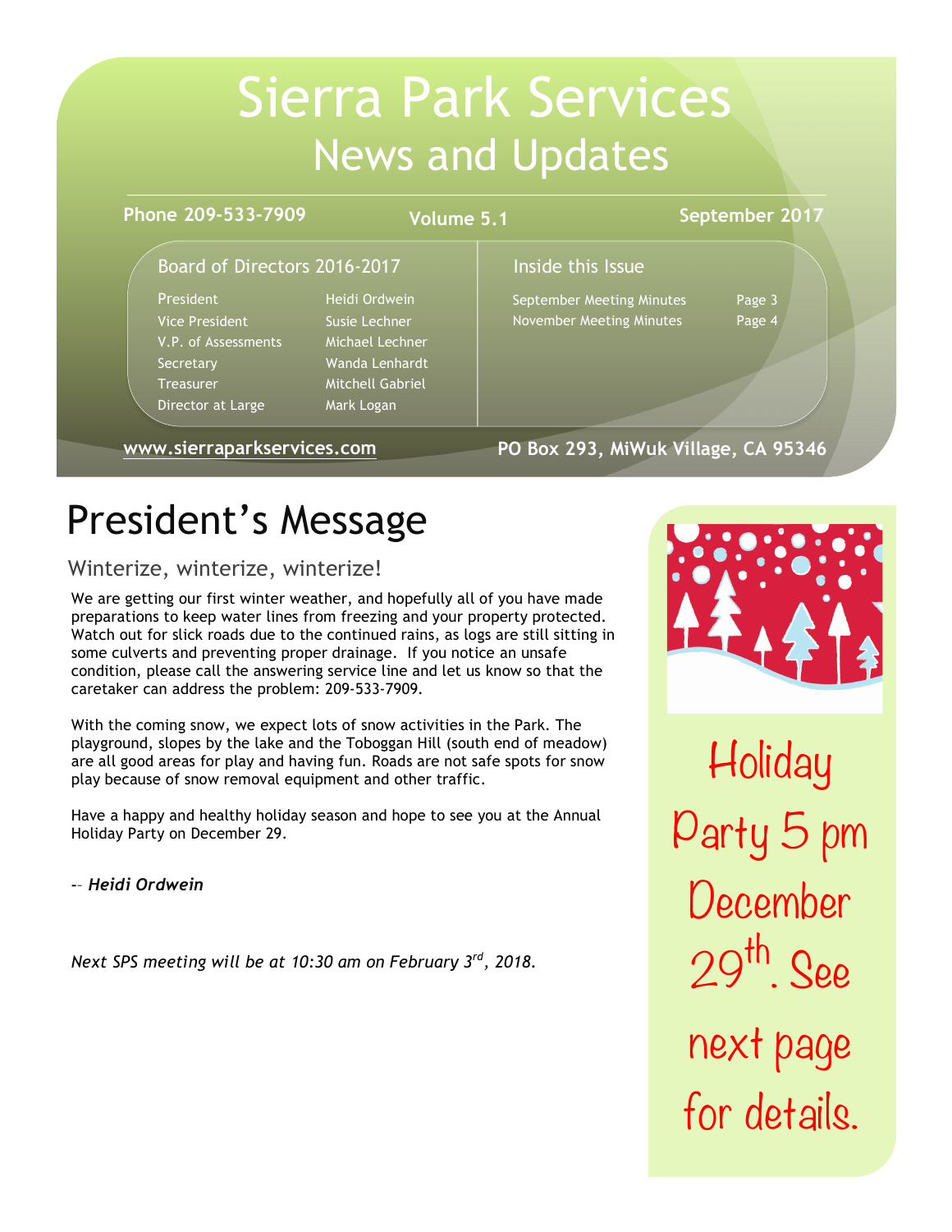# Sierra Park Services
## News and Updates

**Phone 209-533-7909** | **Volume 5.1** | **September 2017**

### Board of Directors 2016-2017

| | |
|---|---|
| President | Heidi Ordwein |
| Vice President | Susie Lechner |
| V.P. of Assessments | Michael Lechner |
| Secretary | Wanda Lenhardt |
| Treasurer | Mitchell Gabriel |
| Director at Large | Mark Logan |

### Inside this Issue

| | |
|---|---|
| September Meeting Minutes | Page 3 |
| November Meeting Minutes | Page 4 |

**www.sierraparkservices.com** | **PO Box 293, MiWuk Village, CA 95346**

# President's Message

## Winterize, winterize, winterize!

We are getting our first winter weather, and hopefully all of you have made preparations to keep water lines from freezing and your property protected. Watch out for slick roads due to the continued rains, as logs are still sitting in some culverts and preventing proper drainage. If you notice an unsafe condition, please call the answering service line and let us know so that the caretaker can address the problem: 209-533-7909.

With the coming snow, we expect lots of snow activities in the Park. The playground, slopes by the lake and the Toboggan Hill (south end of meadow) are all good areas for play and having fun. Roads are not safe spots for snow play because of snow removal equipment and other traffic.

Have a happy and healthy holiday season and hope to see you at the Annual Holiday Party on December 29.

-- ***Heidi Ordwein***

*Next SPS meeting will be at 10:30 am on February 3rd, 2018.*

Holiday Party 5 pm December 29th. See next page for details.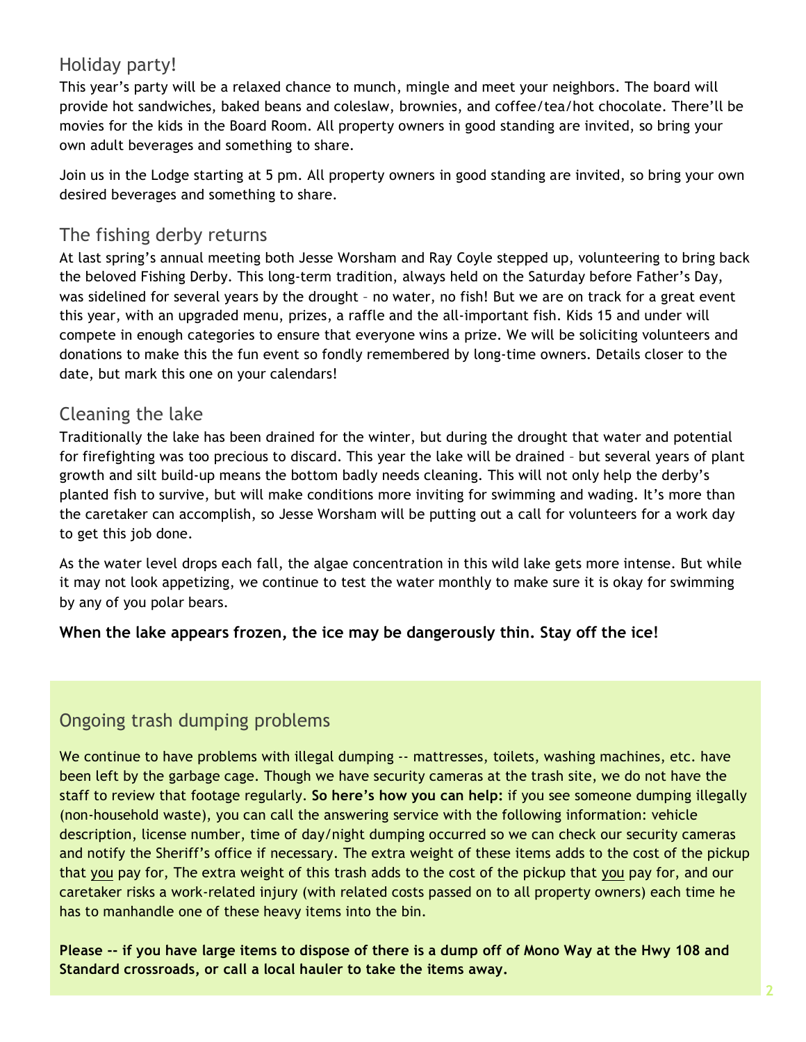## Holiday party!

This year's party will be a relaxed chance to munch, mingle and meet your neighbors. The board will provide hot sandwiches, baked beans and coleslaw, brownies, and coffee/tea/hot chocolate. There'll be movies for the kids in the Board Room. All property owners in good standing are invited, so bring your own adult beverages and something to share.

Join us in the Lodge starting at 5 pm. All property owners in good standing are invited, so bring your own desired beverages and something to share.

## The fishing derby returns

At last spring's annual meeting both Jesse Worsham and Ray Coyle stepped up, volunteering to bring back the beloved Fishing Derby. This long-term tradition, always held on the Saturday before Father's Day, was sidelined for several years by the drought – no water, no fish! But we are on track for a great event this year, with an upgraded menu, prizes, a raffle and the all-important fish. Kids 15 and under will compete in enough categories to ensure that everyone wins a prize. We will be soliciting volunteers and donations to make this the fun event so fondly remembered by long-time owners. Details closer to the date, but mark this one on your calendars!

## Cleaning the lake

Traditionally the lake has been drained for the winter, but during the drought that water and potential for firefighting was too precious to discard. This year the lake will be drained – but several years of plant growth and silt build-up means the bottom badly needs cleaning. This will not only help the derby's planted fish to survive, but will make conditions more inviting for swimming and wading. It's more than the caretaker can accomplish, so Jesse Worsham will be putting out a call for volunteers for a work day to get this job done.

As the water level drops each fall, the algae concentration in this wild lake gets more intense. But while it may not look appetizing, we continue to test the water monthly to make sure it is okay for swimming by any of you polar bears.

**When the lake appears frozen, the ice may be dangerously thin. Stay off the ice!**

## Ongoing trash dumping problems

We continue to have problems with illegal dumping -- mattresses, toilets, washing machines, etc. have been left by the garbage cage. Though we have security cameras at the trash site, we do not have the staff to review that footage regularly. **So here's how you can help:** if you see someone dumping illegally (non-household waste), you can call the answering service with the following information: vehicle description, license number, time of day/night dumping occurred so we can check our security cameras and notify the Sheriff's office if necessary. The extra weight of these items adds to the cost of the pickup that you pay for, The extra weight of this trash adds to the cost of the pickup that you pay for, and our caretaker risks a work-related injury (with related costs passed on to all property owners) each time he has to manhandle one of these heavy items into the bin.

**Please -- if you have large items to dispose of there is a dump off of Mono Way at the Hwy 108 and Standard crossroads, or call a local hauler to take the items away.**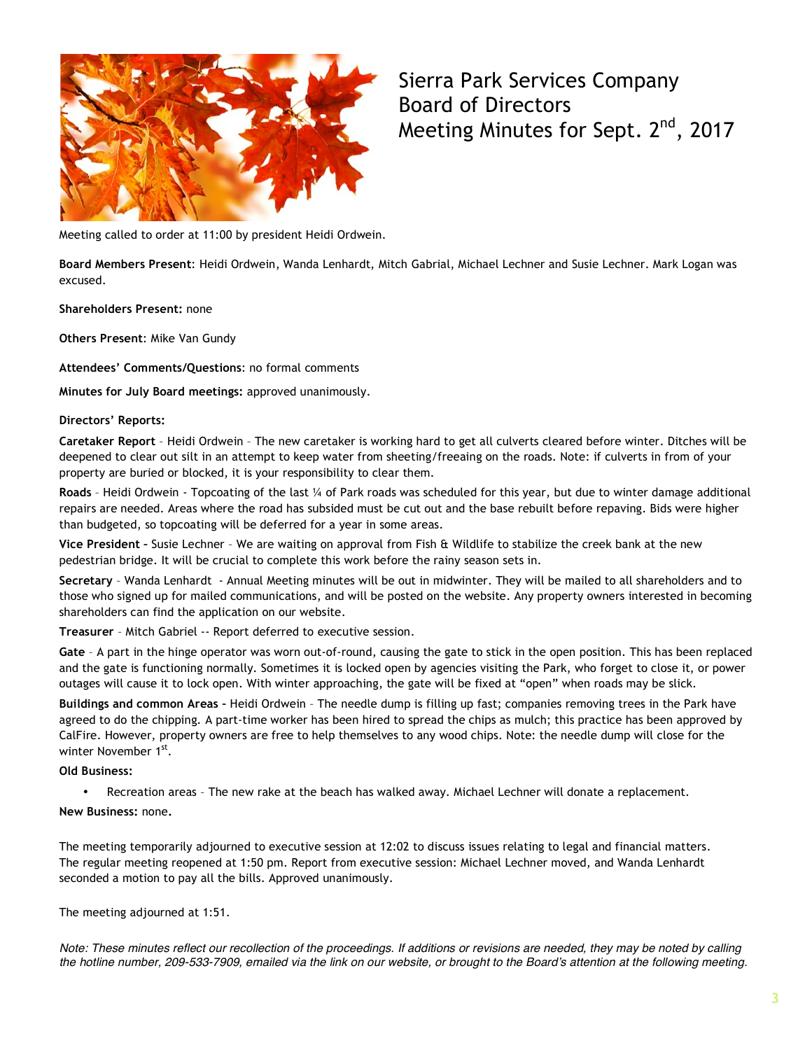# Sierra Park Services Company
# Board of Directors
# Meeting Minutes for Sept. 2nd, 2017

Meeting called to order at 11:00 by president Heidi Ordwein.

**Board Members Present**: Heidi Ordwein, Wanda Lenhardt, Mitch Gabrial, Michael Lechner and Susie Lechner. Mark Logan was excused.

**Shareholders Present:** none

**Others Present**: Mike Van Gundy

**Attendees' Comments/Questions**: no formal comments

**Minutes for July Board meetings:** approved unanimously.

**Directors' Reports:**

**Caretaker Report** – Heidi Ordwein – The new caretaker is working hard to get all culverts cleared before winter. Ditches will be deepened to clear out silt in an attempt to keep water from sheeting/freeaing on the roads. Note: if culverts in from of your property are buried or blocked, it is your responsibility to clear them.

**Roads** – Heidi Ordwein - Topcoating of the last ¼ of Park roads was scheduled for this year, but due to winter damage additional repairs are needed. Areas where the road has subsided must be cut out and the base rebuilt before repaving. Bids were higher than budgeted, so topcoating will be deferred for a year in some areas.

**Vice President** – Susie Lechner – We are waiting on approval from Fish & Wildlife to stabilize the creek bank at the new pedestrian bridge. It will be crucial to complete this work before the rainy season sets in.

**Secretary** – Wanda Lenhardt - Annual Meeting minutes will be out in midwinter. They will be mailed to all shareholders and to those who signed up for mailed communications, and will be posted on the website. Any property owners interested in becoming shareholders can find the application on our website.

**Treasurer** – Mitch Gabriel -- Report deferred to executive session.

**Gate** – A part in the hinge operator was worn out-of-round, causing the gate to stick in the open position. This has been replaced and the gate is functioning normally. Sometimes it is locked open by agencies visiting the Park, who forget to close it, or power outages will cause it to lock open. With winter approaching, the gate will be fixed at "open" when roads may be slick.

**Buildings and common Areas** – Heidi Ordwein – The needle dump is filling up fast; companies removing trees in the Park have agreed to do the chipping. A part-time worker has been hired to spread the chips as mulch; this practice has been approved by CalFire. However, property owners are free to help themselves to any wood chips. Note: the needle dump will close for the winter November 1st.

**Old Business:**

- Recreation areas – The new rake at the beach has walked away. Michael Lechner will donate a replacement.

**New Business:** none.

The meeting temporarily adjourned to executive session at 12:02 to discuss issues relating to legal and financial matters. The regular meeting reopened at 1:50 pm. Report from executive session: Michael Lechner moved, and Wanda Lenhardt seconded a motion to pay all the bills. Approved unanimously.

The meeting adjourned at 1:51.

*Note: These minutes reflect our recollection of the proceedings. If additions or revisions are needed, they may be noted by calling the hotline number, 209-533-7909, emailed via the link on our website, or brought to the Board's attention at the following meeting.*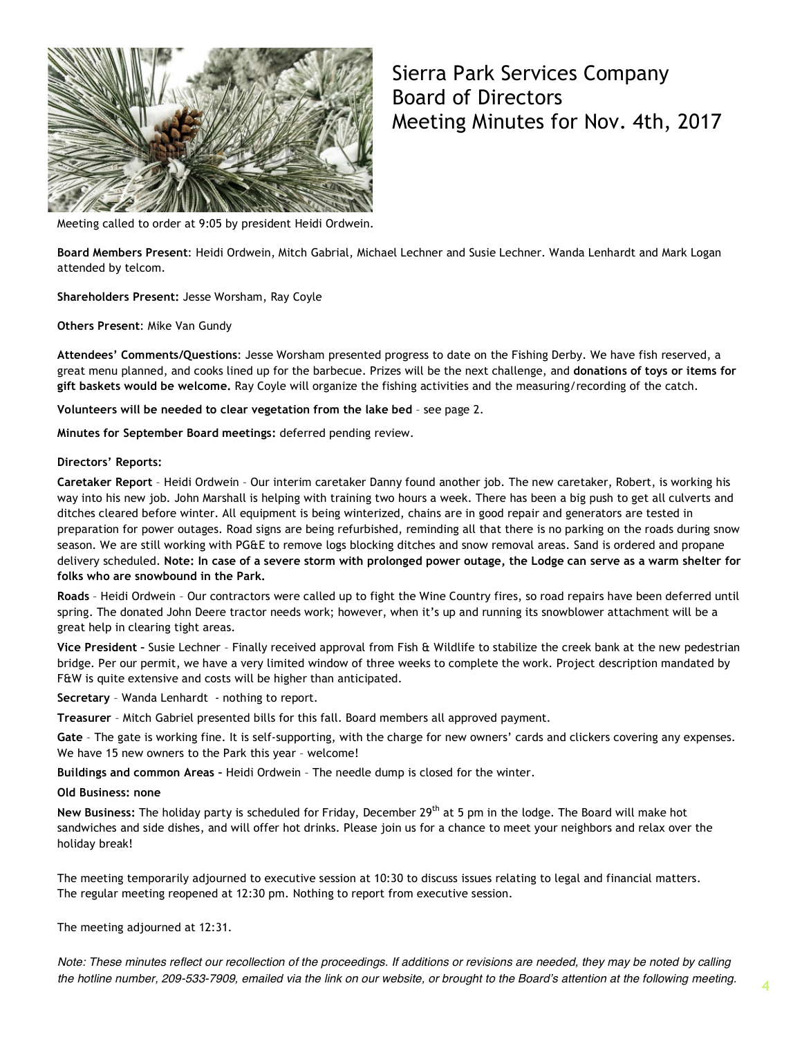# Sierra Park Services Company
# Board of Directors
# Meeting Minutes for Nov. 4th, 2017

Meeting called to order at 9:05 by president Heidi Ordwein.

**Board Members Present**: Heidi Ordwein, Mitch Gabrial, Michael Lechner and Susie Lechner. Wanda Lenhardt and Mark Logan attended by telcom.

**Shareholders Present:** Jesse Worsham, Ray Coyle

**Others Present**: Mike Van Gundy

**Attendees' Comments/Questions**: Jesse Worsham presented progress to date on the Fishing Derby. We have fish reserved, a great menu planned, and cooks lined up for the barbecue. Prizes will be the next challenge, and **donations of toys or items for gift baskets would be welcome.** Ray Coyle will organize the fishing activities and the measuring/recording of the catch.

**Volunteers will be needed to clear vegetation from the lake bed** – see page 2.

**Minutes for September Board meetings:** deferred pending review.

**Directors' Reports:**

**Caretaker Report** – Heidi Ordwein – Our interim caretaker Danny found another job. The new caretaker, Robert, is working his way into his new job. John Marshall is helping with training two hours a week. There has been a big push to get all culverts and ditches cleared before winter. All equipment is being winterized, chains are in good repair and generators are tested in preparation for power outages. Road signs are being refurbished, reminding all that there is no parking on the roads during snow season. We are still working with PG&E to remove logs blocking ditches and snow removal areas. Sand is ordered and propane delivery scheduled. **Note: In case of a severe storm with prolonged power outage, the Lodge can serve as a warm shelter for folks who are snowbound in the Park.**

**Roads** – Heidi Ordwein – Our contractors were called up to fight the Wine Country fires, so road repairs have been deferred until spring. The donated John Deere tractor needs work; however, when it's up and running its snowblower attachment will be a great help in clearing tight areas.

**Vice President** – Susie Lechner – Finally received approval from Fish & Wildlife to stabilize the creek bank at the new pedestrian bridge. Per our permit, we have a very limited window of three weeks to complete the work. Project description mandated by F&W is quite extensive and costs will be higher than anticipated.

**Secretary** – Wanda Lenhardt - nothing to report.

**Treasurer** – Mitch Gabriel presented bills for this fall. Board members all approved payment.

**Gate** – The gate is working fine. It is self-supporting, with the charge for new owners' cards and clickers covering any expenses. We have 15 new owners to the Park this year – welcome!

**Buildings and common Areas** – Heidi Ordwein – The needle dump is closed for the winter.

**Old Business: none**

**New Business:** The holiday party is scheduled for Friday, December 29th at 5 pm in the lodge. The Board will make hot sandwiches and side dishes, and will offer hot drinks. Please join us for a chance to meet your neighbors and relax over the holiday break!

The meeting temporarily adjourned to executive session at 10:30 to discuss issues relating to legal and financial matters. The regular meeting reopened at 12:30 pm. Nothing to report from executive session.

The meeting adjourned at 12:31.

*Note: These minutes reflect our recollection of the proceedings. If additions or revisions are needed, they may be noted by calling the hotline number, 209-533-7909, emailed via the link on our website, or brought to the Board's attention at the following meeting.*